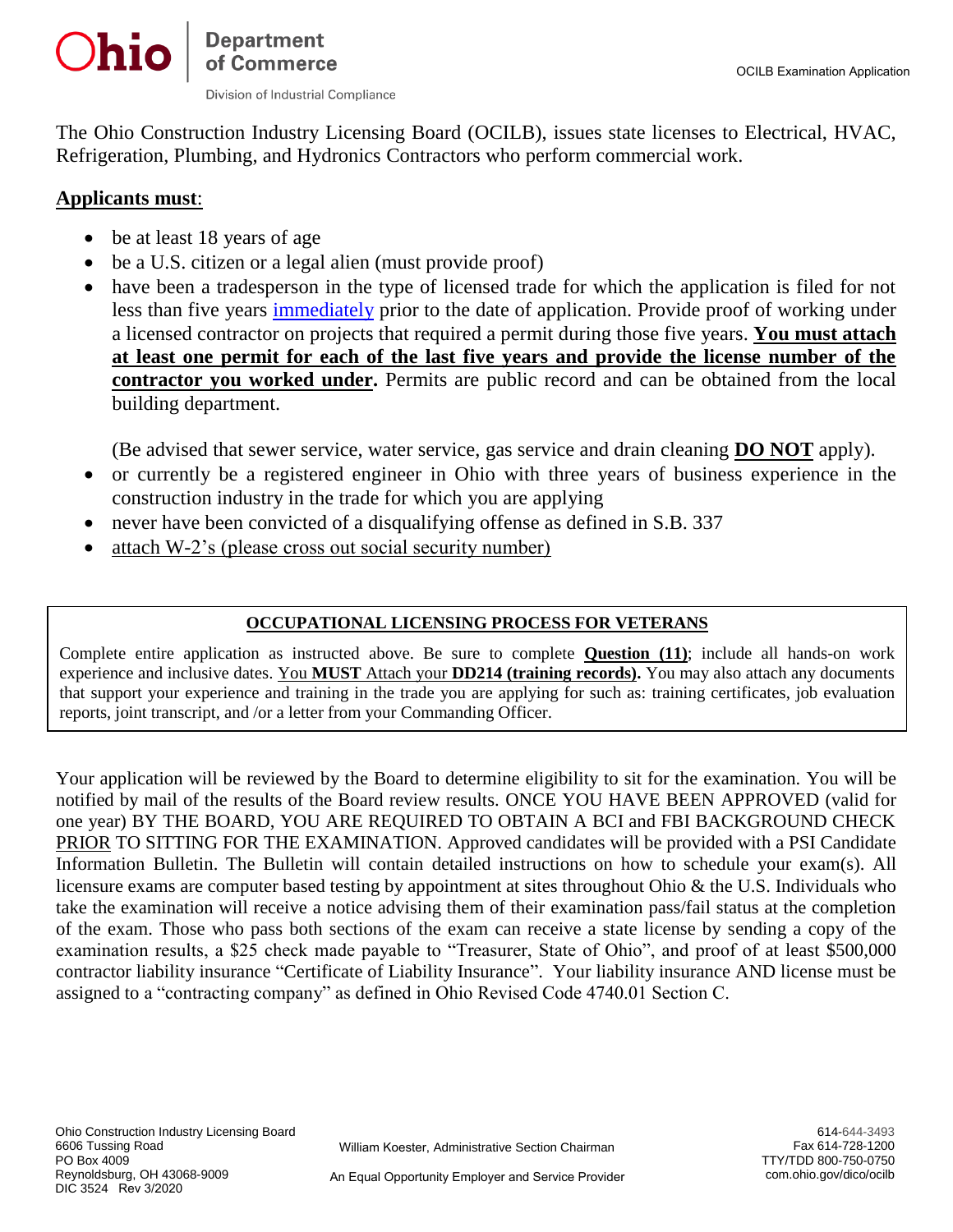The Ohio Construction Industry Licensing Board (OCILB), issues state licenses to Electrical, HVAC, Refrigeration, Plumbing, and Hydronics Contractors who perform commercial work.

**Applicants must**:

- be at least 18 years of age
- be a U.S. citizen or a legal alien (must provide proof)
- have been a tradesperson in the type of licensed trade for which the application is filed for not less than five years immediately prior to the date of application. Provide proof of working under a licensed contractor on projects that required a permit during those five years. **You must attach at least one permit for each of the last five years and provide the license number of the contractor you worked under.** Permits are public record and can be obtained from the local building department.

  (Be advised that sewer service, water service, gas service and drain cleaning **DO NOT** apply).
- or currently be a registered engineer in Ohio with three years of business experience in the construction industry in the trade for which you are applying
- never have been convicted of a disqualifying offense as defined in S.B. 337
- attach W-2's (please cross out social security number)

---

**OCCUPATIONAL LICENSING PROCESS FOR VETERANS**

Complete entire application as instructed above. Be sure to complete **Question (11)**; include all hands-on work experience and inclusive dates. You **MUST** Attach your **DD214 (training records).** You may also attach any documents that support your experience and training in the trade you are applying for such as: training certificates, job evaluation reports, joint transcript, and /or a letter from your Commanding Officer.

---

Your application will be reviewed by the Board to determine eligibility to sit for the examination. You will be notified by mail of the results of the Board review results. ONCE YOU HAVE BEEN APPROVED (valid for one year) BY THE BOARD, YOU ARE REQUIRED TO OBTAIN A BCI and FBI BACKGROUND CHECK PRIOR TO SITTING FOR THE EXAMINATION. Approved candidates will be provided with a PSI Candidate Information Bulletin. The Bulletin will contain detailed instructions on how to schedule your exam(s). All licensure exams are computer based testing by appointment at sites throughout Ohio & the U.S. Individuals who take the examination will receive a notice advising them of their examination pass/fail status at the completion of the exam. Those who pass both sections of the exam can receive a state license by sending a copy of the examination results, a $25 check made payable to "Treasurer, State of Ohio", and proof of at least $500,000 contractor liability insurance "Certificate of Liability Insurance". Your liability insurance AND license must be assigned to a "contracting company" as defined in Ohio Revised Code 4740.01 Section C.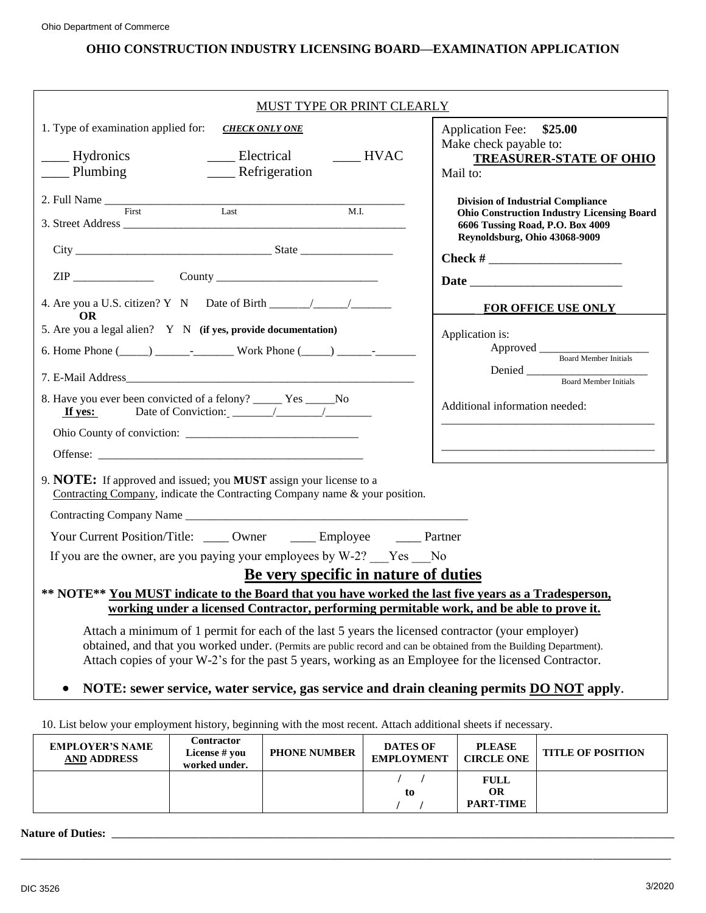Ohio Department of Commerce

**OHIO CONSTRUCTION INDUSTRY LICENSING BOARD—EXAMINATION APPLICATION**

MUST TYPE OR PRINT CLEARLY

1. Type of examination applied for: ***CHECK ONLY ONE***

____ Hydronics ____ Electrical ____ HVAC
____ Plumbing ____ Refrigeration

2. Full Name ______________________________________________________
 First Last M.I.

3. Street Address __________________________________________________

City _________________________________ State ________________

ZIP ______________ County ____________________________

4. Are you a U.S. citizen? Y N Date of Birth _______/______/_______
 **OR**
5. Are you a legal alien? Y N **(if yes, provide documentation)**

6. Home Phone (_____) ______-_______ Work Phone (_____) ______-_______

7. E-Mail Address_____________________________________________________

8. Have you ever been convicted of a felony? _____ Yes _____No
**If yes:** Date of Conviction: _______/________/________

Ohio County of conviction: ______________________________

Offense: _______________________________________________

Application Fee: **$25.00**
Make check payable to:
**TREASURER-STATE OF OHIO**
Mail to:

**Division of Industrial Compliance**
**Ohio Construction Industry Licensing Board**
**6606 Tussing Road, P.O. Box 4009**
**Reynoldsburg, Ohio 43068-9009**

**Check #** _____________________

**Date** ________________________

**FOR OFFICE USE ONLY**

Application is:
Approved ___________________
 Board Member Initials
Denied _____________________
 Board Member Initials

Additional information needed:
_____________________________________
_____________________________________

9. **NOTE:** If approved and issued; you **MUST** assign your license to a Contracting Company, indicate the Contracting Company name & your position.

Contracting Company Name ___________________________________________________

Your Current Position/Title: ____ Owner ____ Employee ____ Partner

If you are the owner, are you paying your employees by W-2? ___Yes ___No

## Be very specific in nature of duties

**\*\* NOTE\*\* You MUST indicate to the Board that you have worked the last five years as a Tradesperson, working under a licensed Contractor, performing permitable work, and be able to prove it.**

Attach a minimum of 1 permit for each of the last 5 years the licensed contractor (your employer) obtained, and that you worked under. (Permits are public record and can be obtained from the Building Department).
Attach copies of your W-2's for the past 5 years, working as an Employee for the licensed Contractor.

- **NOTE: sewer service, water service, gas service and drain cleaning permits DO NOT apply**.

10. List below your employment history, beginning with the most recent. Attach additional sheets if necessary.

| EMPLOYER'S NAME AND ADDRESS | Contractor License # you worked under. | PHONE NUMBER | DATES OF EMPLOYMENT | PLEASE CIRCLE ONE | TITLE OF POSITION |
|---|---|---|---|---|---|
| | | | / / to / / | FULL OR PART-TIME | |

**Nature of Duties:** ______________________________________________________________________________
_____________________________________________________________________________________________

DIC 3526 3/2020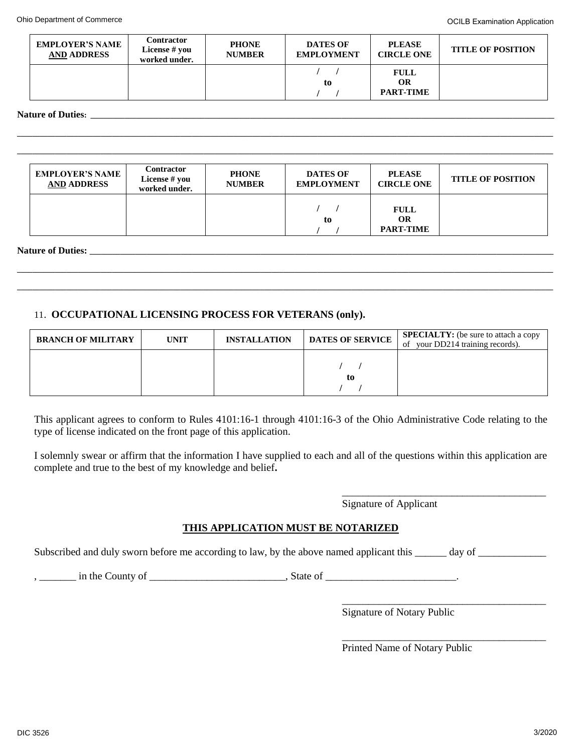| EMPLOYER'S NAME **AND** ADDRESS | Contractor License # you worked under. | PHONE NUMBER | DATES OF EMPLOYMENT | PLEASE CIRCLE ONE | TITLE OF POSITION |
|---|---|---|---|---|---|
| | | | / / to / / | FULL OR PART-TIME | |

**Nature of Duties:** ______________________________________________________________________________

______________________________________________________________________________

______________________________________________________________________________

| EMPLOYER'S NAME **AND** ADDRESS | Contractor License # you worked under. | PHONE NUMBER | DATES OF EMPLOYMENT | PLEASE CIRCLE ONE | TITLE OF POSITION |
|---|---|---|---|---|---|
| | | | / / to / / | FULL OR PART-TIME | |

**Nature of Duties:** ______________________________________________________________________________

______________________________________________________________________________

______________________________________________________________________________

11. **OCCUPATIONAL LICENSING PROCESS FOR VETERANS (only).**

| BRANCH OF MILITARY | UNIT | INSTALLATION | DATES OF SERVICE | **SPECIALTY:** (be sure to attach a copy of your DD214 training records). |
|---|---|---|---|---|
| | | | / / to / / | |

This applicant agrees to conform to Rules 4101:16-1 through 4101:16-3 of the Ohio Administrative Code relating to the type of license indicated on the front page of this application.

I solemnly swear or affirm that the information I have supplied to each and all of the questions within this application are complete and true to the best of my knowledge and belief**.**

________________________________________
Signature of Applicant

**THIS APPLICATION MUST BE NOTARIZED**

Subscribed and duly sworn before me according to law, by the above named applicant this ______ day of _____________ , _______ in the County of __________________________, State of _________________________.

________________________________________
Signature of Notary Public

________________________________________
Printed Name of Notary Public